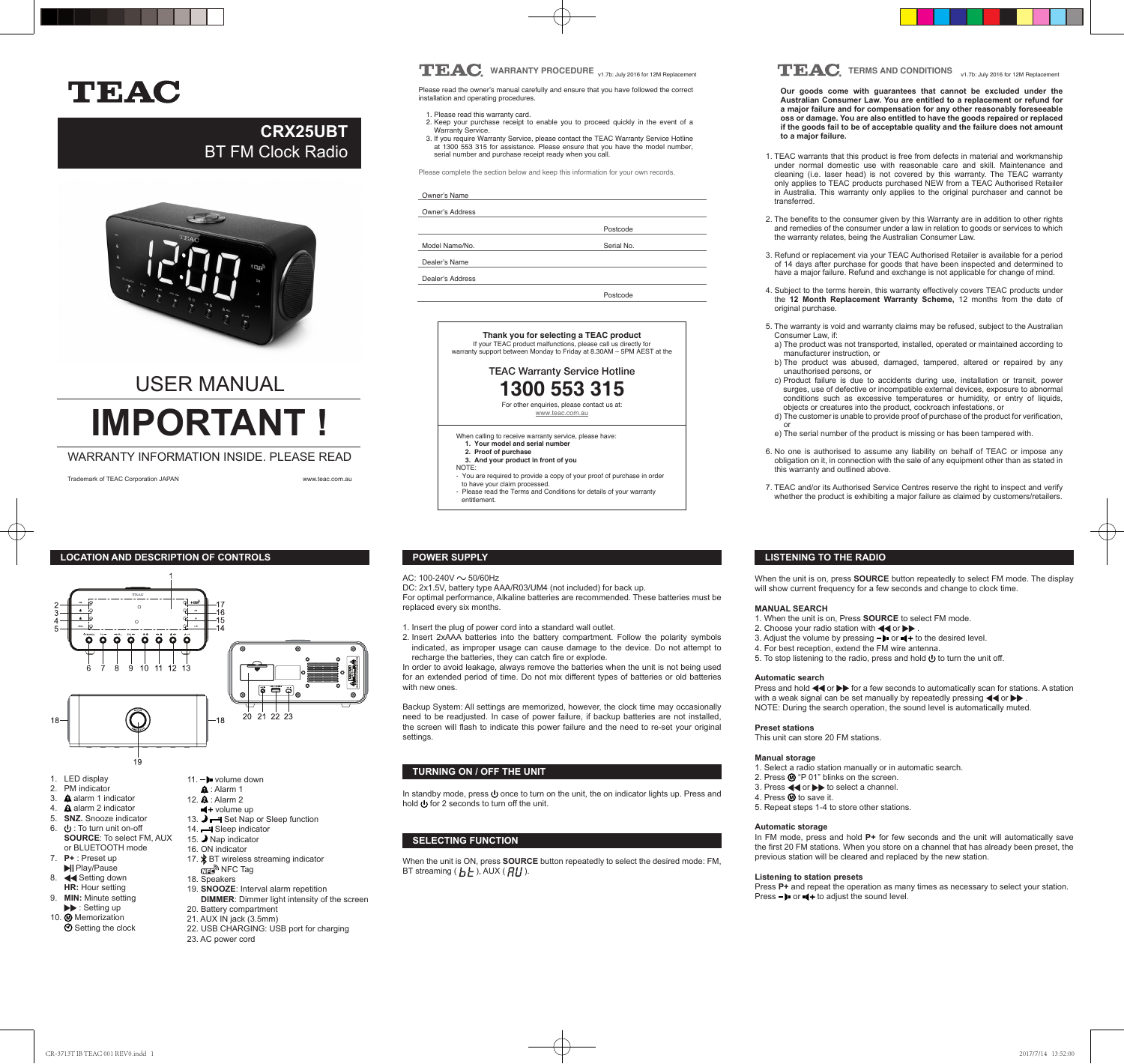# TEAC

## CRX25UBT
BT FM Clock Radio

# USER MANUAL

# IMPORTANT !

WARRANTY INFORMATION INSIDE. PLEASE READ

Trademark of TEAC Corporation JAPAN www.teac.com.au

---

## TEAC WARRANTY PROCEDURE

v1.7b: July 2016 for 12M Replacement

Please read the owner's manual carefully and ensure that you have followed the correct installation and operating procedures.

1. Please read this warranty card.
2. Keep your purchase receipt to enable you to proceed quickly in the event of a Warranty Service.
3. If you require Warranty Service, please contact the TEAC Warranty Service Hotline at 1300 553 315 for assistance. Please ensure that you have the model number, serial number and purchase receipt ready when you call.

Please complete the section below and keep this information for your own records.

Owner's Name

Owner's Address

Postcode

Model Name/No. Serial No.

Dealer's Name

Dealer's Address

Postcode

**Thank you for selecting a TEAC product**
If your TEAC product malfunctions, please call us directly for warranty support between Monday to Friday at 8.30AM – 5PM AEST at the

TEAC Warranty Service Hotline
**1300 553 315**
For other enquiries, please contact us at:
www.teac.com.au

When calling to receive warranty service, please have:
1. **Your model and serial number**
2. **Proof of purchase**
3. **And your product in front of you**

NOTE:
- You are required to provide a copy of your proof of purchase in order to have your claim processed.
- Please read the Terms and Conditions for details of your warranty entitlement.

---

## TEAC TERMS AND CONDITIONS

v1.7b: July 2016 for 12M Replacement

**Our goods come with guarantees that cannot be excluded under the Australian Consumer Law. You are entitled to a replacement or refund for a major failure and for compensation for any other reasonably foreseeable oss or damage. You are also entitled to have the goods repaired or replaced if the goods fail to be of acceptable quality and the failure does not amount to a major failure.**

1. TEAC warrants that this product is free from defects in material and workmanship under normal domestic use with reasonable care and skill. Maintenance and cleaning (i.e. laser head) is not covered by this warranty. The TEAC warranty only applies to TEAC products purchased NEW from a TEAC Authorised Retailer in Australia. This warranty only applies to the original purchaser and cannot be transferred.
2. The benefits to the consumer given by this Warranty are in addition to other rights and remedies of the consumer under a law in relation to goods or services to which the warranty relates, being the Australian Consumer Law.
3. Refund or replacement via your TEAC Authorised Retailer is available for a period of 14 days after purchase for goods that have been inspected and determined to have a major failure. Refund and exchange is not applicable for change of mind.
4. Subject to the terms herein, this warranty effectively covers TEAC products under the **12 Month Replacement Warranty Scheme,** 12 months from the date of original purchase.
5. The warranty is void and warranty claims may be refused, subject to the Australian Consumer Law, if:
   a) The product was not transported, installed, operated or maintained according to manufacturer instruction, or
   b) The product was abused, damaged, tampered, altered or repaired by any unauthorised persons, or
   c) Product failure is due to accidents during use, installation or transit, power surges, use of defective or incompatible external devices, exposure to abnormal conditions such as excessive temperatures or humidity, or entry of liquids, objects or creatures into the product, cockroach infestations, or
   d) The customer is unable to provide proof of purchase of the product for verification, or
   e) The serial number of the product is missing or has been tampered with.
6. No one is authorised to assume any liability on behalf of TEAC or impose any obligation on it, in connection with the sale of any equipment other than as stated in this warranty and outlined above.
7. TEAC and/or its Authorised Service Centres reserve the right to inspect and verify whether the product is exhibiting a major failure as claimed by customers/retailers.

---

## LOCATION AND DESCRIPTION OF CONTROLS

1. LED display
2. PM indicator
3. alarm 1 indicator
4. alarm 2 indicator
5. **SNZ.** Snooze indicator
6. ⏻ : To turn unit on-off
   **SOURCE**: To select FM, AUX or BLUETOOTH mode
7. **P+** : Preset up
   ▶II Play/Pause
8. ◀◀ Setting down
   **HR:** Hour setting
9. **MIN:** Minute setting
   ▶▶ : Setting up
10. Ⓜ Memorization
    Setting the clock
11. volume down
    : Alarm 1
12. : Alarm 2
    volume up
13. Set Nap or Sleep function
14. Sleep indicator
15. Nap indicator
16. ON indicator
17. BT wireless streaming indicator
    NFC Tag
18. Speakers
19. **SNOOZE**: Interval alarm repetition
    **DIMMER**: Dimmer light intensity of the screen
20. Battery compartment
21. AUX IN jack (3.5mm)
22. USB CHARGING: USB port for charging
23. AC power cord

## POWER SUPPLY

AC: 100-240V ~ 50/60Hz
DC: 2x1.5V, battery type AAA/R03/UM4 (not included) for back up.
For optimal performance, Alkaline batteries are recommended. These batteries must be replaced every six months.

1. Insert the plug of power cord into a standard wall outlet.
2. Insert 2xAAA batteries into the battery compartment. Follow the polarity symbols indicated, as improper usage can cause damage to the device. Do not attempt to recharge the batteries, they can catch fire or explode.

In order to avoid leakage, always remove the batteries when the unit is not being used for an extended period of time. Do not mix different types of batteries or old batteries with new ones.

Backup System: All settings are memorized, however, the clock time may occasionally need to be readjusted. In case of power failure, if backup batteries are not installed, the screen will flash to indicate this power failure and the need to re-set your original settings.

## TURNING ON / OFF THE UNIT

In standby mode, press ⏻ once to turn on the unit, the on indicator lights up. Press and hold ⏻ for 2 seconds to turn off the unit.

## SELECTING FUNCTION

When the unit is ON, press **SOURCE** button repeatedly to select the desired mode: FM, BT streaming ( bt ), AUX ( AU ).

## LISTENING TO THE RADIO

When the unit is on, press **SOURCE** button repeatedly to select FM mode. The display will show current frequency for a few seconds and change to clock time.

**MANUAL SEARCH**
1. When the unit is on, Press **SOURCE** to select FM mode.
2. Choose your radio station with ◀◀ or ▶▶ .
3. Adjust the volume by pressing or to the desired level.
4. For best reception, extend the FM wire antenna.
5. To stop listening to the radio, press and hold ⏻ to turn the unit off.

**Automatic search**
Press and hold ◀◀ or ▶▶ for a few seconds to automatically scan for stations. A station with a weak signal can be set manually by repeatedly pressing ◀◀ or ▶▶ .
NOTE: During the search operation, the sound level is automatically muted.

**Preset stations**
This unit can store 20 FM stations.

**Manual storage**
1. Select a radio station manually or in automatic search.
2. Press Ⓜ "P 01" blinks on the screen.
3. Press ◀◀ or ▶▶ to select a channel.
4. Press Ⓜ to save it.
5. Repeat steps 1-4 to store other stations.

**Automatic storage**
In FM mode, press and hold **P+** for few seconds and the unit will automatically save the first 20 FM stations. When you store on a channel that has already been preset, the previous station will be cleared and replaced by the new station.

**Listening to station presets**
Press **P+** and repeat the operation as many times as necessary to select your station.
Press or to adjust the sound level.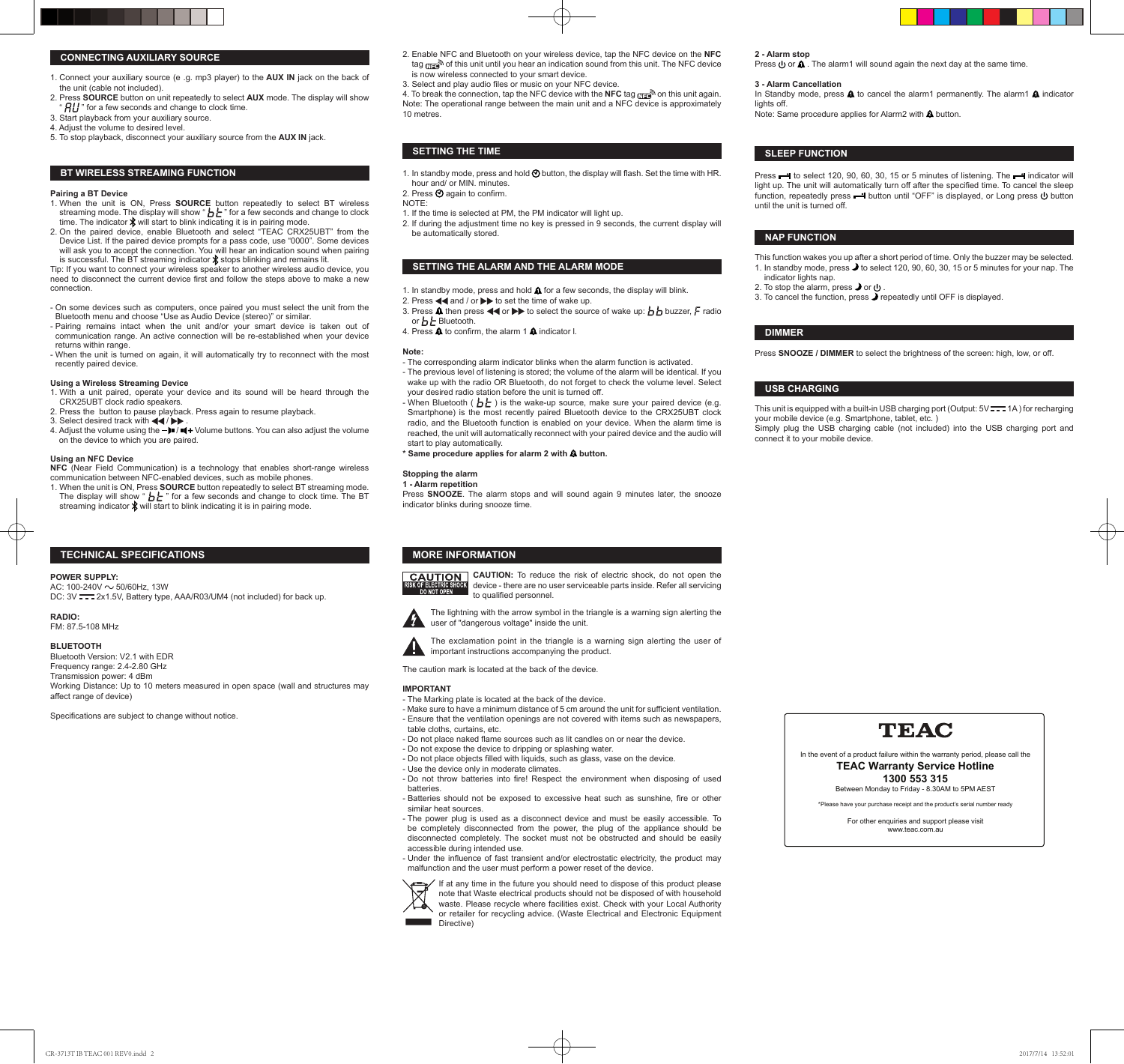## CONNECTING AUXILIARY SOURCE

1. Connect your auxiliary source (e .g. mp3 player) to the **AUX IN** jack on the back of the unit (cable not included).
2. Press **SOURCE** button on unit repeatedly to select **AUX** mode. The display will show " AU " for a few seconds and change to clock time.
3. Start playback from your auxiliary source.
4. Adjust the volume to desired level.
5. To stop playback, disconnect your auxiliary source from the **AUX IN** jack.

## BT WIRELESS STREAMING FUNCTION

**Pairing a BT Device**

1. When the unit is ON, Press **SOURCE** button repeatedly to select BT wireless streaming mode. The display will show " bt " for a few seconds and change to clock time. The indicator will start to blink indicating it is in pairing mode.
2. On the paired device, enable Bluetooth and select "TEAC CRX25UBT" from the Device List. If the paired device prompts for a pass code, use "0000". Some devices will ask you to accept the connection. You will hear an indication sound when pairing is successful. The BT streaming indicator stops blinking and remains lit.

Tip: If you want to connect your wireless speaker to another wireless audio device, you need to disconnect the current device first and follow the steps above to make a new connection.

- On some devices such as computers, once paired you must select the unit from the Bluetooth menu and choose "Use as Audio Device (stereo)" or similar.
- Pairing remains intact when the unit and/or your smart device is taken out of communication range. An active connection will be re-established when your device returns within range.
- When the unit is turned on again, it will automatically try to reconnect with the most recently paired device.

**Using a Wireless Streaming Device**

1. With a unit paired, operate your device and its sound will be heard through the CRX25UBT clock radio speakers.
2. Press the button to pause playback. Press again to resume playback.
3. Select desired track with ◀◀ / ▶▶ .
4. Adjust the volume using the – / + Volume buttons. You can also adjust the volume on the device to which you are paired.

**Using an NFC Device**

**NFC** (Near Field Communication) is a technology that enables short-range wireless communication between NFC-enabled devices, such as mobile phones.

1. When the unit is ON, Press **SOURCE** button repeatedly to select BT streaming mode. The display will show " bt " for a few seconds and change to clock time. The BT streaming indicator will start to blink indicating it is in pairing mode.
2. Enable NFC and Bluetooth on your wireless device, tap the NFC device on the **NFC** tag of this unit until you hear an indication sound from this unit. The NFC device is now wireless connected to your smart device.
3. Select and play audio files or music on your NFC device.
4. To break the connection, tap the NFC device with the **NFC** tag on this unit again.

Note: The operational range between the main unit and a NFC device is approximately 10 metres.

## SETTING THE TIME

1. In standby mode, press and hold button, the display will flash. Set the time with HR. hour and/ or MIN. minutes.
2. Press again to confirm.

NOTE:

1. If the time is selected at PM, the PM indicator will light up.
2. If during the adjustment time no key is pressed in 9 seconds, the current display will be automatically stored.

## SETTING THE ALARM AND THE ALARM MODE

1. In standby mode, press and hold for a few seconds, the display will blink.
2. Press ◀◀ and / or ▶▶ to set the time of wake up.
3. Press then press ◀◀ or ▶▶ to select the source of wake up: bb buzzer, F radio or bt Bluetooth.
4. Press to confirm, the alarm 1 indicator l.

**Note:**

- The corresponding alarm indicator blinks when the alarm function is activated.
- The previous level of listening is stored; the volume of the alarm will be identical. If you wake up with the radio OR Bluetooth, do not forget to check the volume level. Select your desired radio station before the unit is turned off.
- When Bluetooth ( bt ) is the wake-up source, make sure your paired device (e.g. Smartphone) is the most recently paired Bluetooth device to the CRX25UBT clock radio, and the Bluetooth function is enabled on your device. When the alarm time is reached, the unit will automatically reconnect with your paired device and the audio will start to play automatically.

**\* Same procedure applies for alarm 2 with button.**

**Stopping the alarm**

**1 - Alarm repetition**

Press **SNOOZE**. The alarm stops and will sound again 9 minutes later, the snooze indicator blinks during snooze time.

**2 - Alarm stop**

Press or . The alarm1 will sound again the next day at the same time.

**3 - Alarm Cancellation**

In Standby mode, press to cancel the alarm1 permanently. The alarm1 indicator lights off.

Note: Same procedure applies for Alarm2 with button.

## SLEEP FUNCTION

Press to select 120, 90, 60, 30, 15 or 5 minutes of listening. The indicator will light up. The unit will automatically turn off after the specified time. To cancel the sleep function, repeatedly press button until "OFF" is displayed, or Long press button until the unit is turned off.

## NAP FUNCTION

This function wakes you up after a short period of time. Only the buzzer may be selected.

1. In standby mode, press to select 120, 90, 60, 30, 15 or 5 minutes for your nap. The indicator lights nap.
2. To stop the alarm, press or .
3. To cancel the function, press repeatedly until OFF is displayed.

## DIMMER

Press **SNOOZE / DIMMER** to select the brightness of the screen: high, low, or off.

## USB CHARGING

This unit is equipped with a built-in USB charging port (Output: 5V 1A ) for recharging your mobile device (e.g. Smartphone, tablet, etc. )

Simply plug the USB charging cable (not included) into the USB charging port and connect it to your mobile device.

## TECHNICAL SPECIFICATIONS

**POWER SUPPLY:**
AC: 100-240V ~ 50/60Hz, 13W
DC: 3V 2x1.5V, Battery type, AAA/R03/UM4 (not included) for back up.

**RADIO:**
FM: 87.5-108 MHz

**BLUETOOTH**
Bluetooth Version: V2.1 with EDR
Frequency range: 2.4-2.80 GHz
Transmission power: 4 dBm
Working Distance: Up to 10 meters measured in open space (wall and structures may affect range of device)

Specifications are subject to change without notice.

## MORE INFORMATION

CAUTION
RISK OF ELECTRIC SHOCK
DO NOT OPEN

**CAUTION:** To reduce the risk of electric shock, do not open the device - there are no user serviceable parts inside. Refer all servicing to qualified personnel.

The lightning with the arrow symbol in the triangle is a warning sign alerting the user of "dangerous voltage" inside the unit.

The exclamation point in the triangle is a warning sign alerting the user of important instructions accompanying the product.

The caution mark is located at the back of the device.

**IMPORTANT**

- The Marking plate is located at the back of the device.
- Make sure to have a minimum distance of 5 cm around the unit for sufficient ventilation.
- Ensure that the ventilation openings are not covered with items such as newspapers, table cloths, curtains, etc.
- Do not place naked flame sources such as lit candles on or near the device.
- Do not expose the device to dripping or splashing water.
- Do not place objects filled with liquids, such as glass, vase on the device.
- Use the device only in moderate climates.
- Do not throw batteries into fire! Respect the environment when disposing of used batteries.
- Batteries should not be exposed to excessive heat such as sunshine, fire or other similar heat sources.
- The power plug is used as a disconnect device and must be easily accessible. To be completely disconnected from the power, the plug of the appliance should be disconnected completely. The socket must not be obstructed and should be easily accessible during intended use.
- Under the influence of fast transient and/or electrostatic electricity, the product may malfunction and the user must perform a power reset of the device.

If at any time in the future you should need to dispose of this product please note that Waste electrical products should not be disposed of with household waste. Please recycle where facilities exist. Check with your Local Authority or retailer for recycling advice. (Waste Electrical and Electronic Equipment Directive)

**TEAC**

In the event of a product failure within the warranty period, please call the

**TEAC Warranty Service Hotline**
**1300 553 315**

Between Monday to Friday - 8.30AM to 5PM AEST

*Please have your purchase receipt and the product's serial number ready

For other enquiries and support please visit
www.teac.com.au